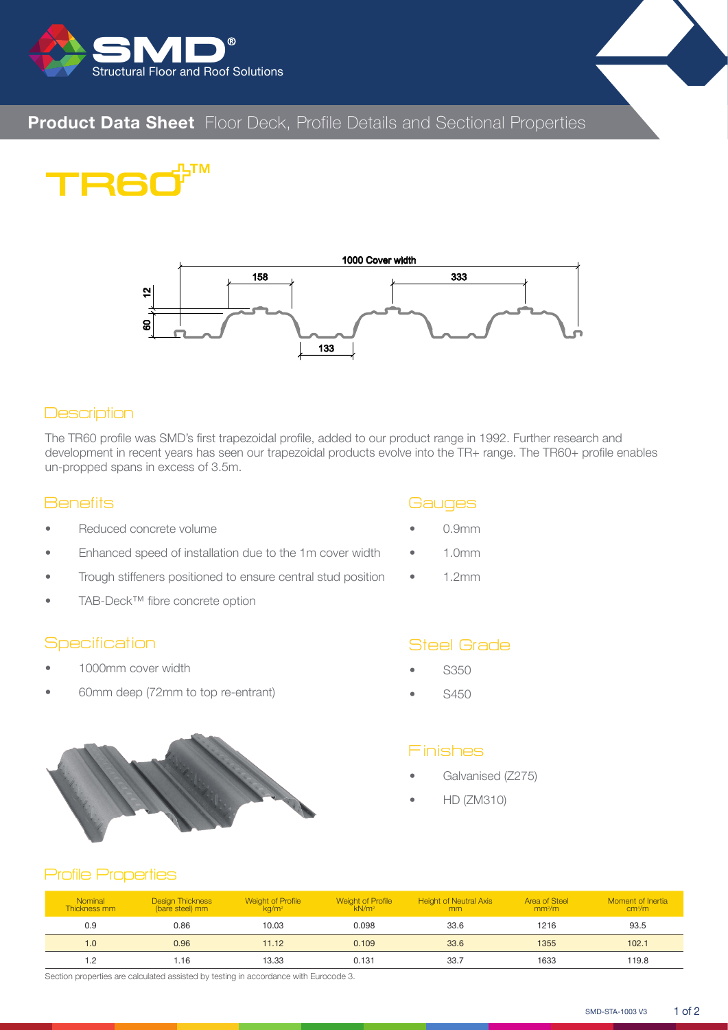# Product Data Sheet Floor Deck, Profile Details and Sectional Properties

# TR60+™

## Description

The TR60 profile was SMD's first trapezoidal profile, added to our product range in 1992. Further research and development in recent years has seen our trapezoidal products evolve into the TR+ range. The TR60+ profile enables un-propped spans in excess of 3.5m.

## Benefits

- Reduced concrete volume
- Enhanced speed of installation due to the 1m cover width
- Trough stiffeners positioned to ensure central stud position
- TAB-Deck™ fibre concrete option

## Gauges

- 0.9mm
- 1.0mm
- 1.2mm

## Specification

- 1000mm cover width
- 60mm deep (72mm to top re-entrant)

## Steel Grade

- S350
- S450

## Finishes

- Galvanised (Z275)
- HD (ZM310)

## Profile Properties

| Nominal Thickness mm | Design Thickness (bare steel) mm | Weight of Profile kg/m² | Weight of Profile kN/m² | Height of Neutral Axis mm | Area of Steel mm²/m | Moment of Inertia cm⁴/m |
|---|---|---|---|---|---|---|
| 0.9 | 0.86 | 10.03 | 0.098 | 33.6 | 1216 | 93.5 |
| 1.0 | 0.96 | 11.12 | 0.109 | 33.6 | 1355 | 102.1 |
| 1.2 | 1.16 | 13.33 | 0.131 | 33.7 | 1633 | 119.8 |

Section properties are calculated assisted by testing in accordance with Eurocode 3.

SMD-STA-1003 V3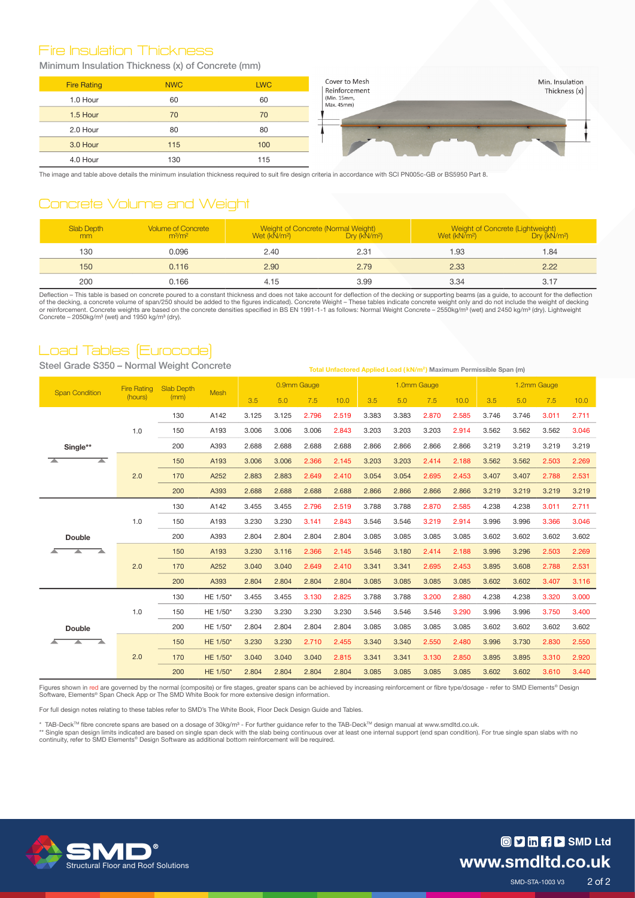## Fire Insulation Thickness

**Minimum Insulation Thickness (x) of Concrete (mm)**

| Fire Rating | NWC | LWC |
|---|---|---|
| 1.0 Hour | 60 | 60 |
| 1.5 Hour | 70 | 70 |
| 2.0 Hour | 80 | 80 |
| 3.0 Hour | 115 | 100 |
| 4.0 Hour | 130 | 115 |

Cover to Mesh Reinforcement (Min. 15mm, Max. 45mm)

Min. Insulation Thickness (x)

The image and table above details the minimum insulation thickness required to suit fire design criteria in accordance with SCI PN005c-GB or BS5950 Part 8.

## Concrete Volume and Weight

| Slab Depth mm | Volume of Concrete $m^3/m^2$ | Weight of Concrete (Normal Weight) Wet ($kN/m^2$) | Weight of Concrete (Normal Weight) Dry ($kN/m^2$) | Weight of Concrete (Lightweight) Wet ($kN/m^2$) | Weight of Concrete (Lightweight) Dry ($kN/m^2$) |
|---|---|---|---|---|---|
| 130 | 0.096 | 2.40 | 2.31 | 1.93 | 1.84 |
| 150 | 0.116 | 2.90 | 2.79 | 2.33 | 2.22 |
| 200 | 0.166 | 4.15 | 3.99 | 3.34 | 3.17 |

Deflection – This table is based on concrete poured to a constant thickness and does not take account for deflection of the decking or supporting beams (as a guide, to account for the deflection of the decking, a concrete volume of span/250 should be added to the figures indicated). Concrete Weight – These tables indicate concrete weight only and do not include the weight of decking or reinforcement. Concrete weights are based on the concrete densities specified in BS EN 1991-1-1 as follows: Normal Weight Concrete – 2550kg/m³ (wet) and 2450 kg/m³ (dry). Lightweight Concrete – 2050kg/m³ (wet) and 1950 kg/m³ (dry).

## Load Tables (Eurocode)

**Steel Grade S350 – Normal Weight Concrete**

**Total Unfactored Applied Load ($kN/m^2$) Maximum Permissible Span (m)**

| Span Condition | Fire Rating (hours) | Slab Depth (mm) | Mesh | 0.9mm Gauge | | | | 1.0mm Gauge | | | | 1.2mm Gauge | | | |
|---|---|---|---|---|---|---|---|---|---|---|---|---|---|---|---|
| | | | | 3.5 | 5.0 | 7.5 | 10.0 | 3.5 | 5.0 | 7.5 | 10.0 | 3.5 | 5.0 | 7.5 | 10.0 |
| Single** | 1.0 | 130 | A142 | 3.125 | 3.125 | 2.796 | 2.519 | 3.383 | 3.383 | 2.870 | 2.585 | 3.746 | 3.746 | 3.011 | 2.711 |
| | | 150 | A193 | 3.006 | 3.006 | 3.006 | 2.843 | 3.203 | 3.203 | 3.203 | 2.914 | 3.562 | 3.562 | 3.562 | 3.046 |
| | | 200 | A393 | 2.688 | 2.688 | 2.688 | 2.688 | 2.866 | 2.866 | 2.866 | 2.866 | 3.219 | 3.219 | 3.219 | 3.219 |
| | 2.0 | 150 | A193 | 3.006 | 3.006 | 2.366 | 2.145 | 3.203 | 3.203 | 2.414 | 2.188 | 3.562 | 3.562 | 2.503 | 2.269 |
| | | 170 | A252 | 2.883 | 2.883 | 2.649 | 2.410 | 3.054 | 3.054 | 2.695 | 2.453 | 3.407 | 3.407 | 2.788 | 2.531 |
| | | 200 | A393 | 2.688 | 2.688 | 2.688 | 2.688 | 2.866 | 2.866 | 2.866 | 2.866 | 3.219 | 3.219 | 3.219 | 3.219 |
| Double | 1.0 | 130 | A142 | 3.455 | 3.455 | 2.796 | 2.519 | 3.788 | 3.788 | 2.870 | 2.585 | 4.238 | 4.238 | 3.011 | 2.711 |
| | | 150 | A193 | 3.230 | 3.230 | 3.141 | 2.843 | 3.546 | 3.546 | 3.219 | 2.914 | 3.996 | 3.996 | 3.366 | 3.046 |
| | | 200 | A393 | 2.804 | 2.804 | 2.804 | 2.804 | 3.085 | 3.085 | 3.085 | 3.085 | 3.602 | 3.602 | 3.602 | 3.602 |
| | 2.0 | 150 | A193 | 3.230 | 3.116 | 2.366 | 2.145 | 3.546 | 3.180 | 2.414 | 2.188 | 3.996 | 3.296 | 2.503 | 2.269 |
| | | 170 | A252 | 3.040 | 3.040 | 2.649 | 2.410 | 3.341 | 3.341 | 2.695 | 2.453 | 3.895 | 3.608 | 2.788 | 2.531 |
| | | 200 | A393 | 2.804 | 2.804 | 2.804 | 2.804 | 3.085 | 3.085 | 3.085 | 3.085 | 3.602 | 3.602 | 3.407 | 3.116 |
| Double | 1.0 | 130 | HE 1/50* | 3.455 | 3.455 | 3.130 | 2.825 | 3.788 | 3.788 | 3.200 | 2.880 | 4.238 | 4.238 | 3.320 | 3.000 |
| | | 150 | HE 1/50* | 3.230 | 3.230 | 3.230 | 3.230 | 3.546 | 3.546 | 3.546 | 3.290 | 3.996 | 3.996 | 3.750 | 3.400 |
| | | 200 | HE 1/50* | 2.804 | 2.804 | 2.804 | 2.804 | 3.085 | 3.085 | 3.085 | 3.085 | 3.602 | 3.602 | 3.602 | 3.602 |
| | 2.0 | 150 | HE 1/50* | 3.230 | 3.230 | 2.710 | 2.455 | 3.340 | 3.340 | 2.550 | 2.480 | 3.996 | 3.730 | 2.830 | 2.550 |
| | | 170 | HE 1/50* | 3.040 | 3.040 | 3.040 | 2.815 | 3.341 | 3.341 | 3.130 | 2.850 | 3.895 | 3.895 | 3.310 | 2.920 |
| | | 200 | HE 1/50* | 2.804 | 2.804 | 2.804 | 2.804 | 3.085 | 3.085 | 3.085 | 3.085 | 3.602 | 3.602 | 3.610 | 3.440 |

Figures shown in red are governed by the normal (composite) or fire stages, greater spans can be achieved by increasing reinforcement or fibre type/dosage - refer to SMD Elements® Design Software, Elements® Span Check App or The SMD White Book for more extensive design information.

For full design notes relating to these tables refer to SMD's The White Book, Floor Deck Design Guide and Tables.

\* TAB-Deck™ fibre concrete spans are based on a dosage of 30kg/m³ - For further guidance refer to the TAB-Deck™ design manual at www.smdltd.co.uk.

\*\* Single span design limits indicated are based on single span deck with the slab being continuous over at least one internal support (end span condition). For true single span slabs with no continuity, refer to SMD Elements® Design Software as additional bottom reinforcement will be required.

SMD® Structural Floor and Roof Solutions

SMD Ltd
www.smdltd.co.uk

SMD-STA-1003 V3